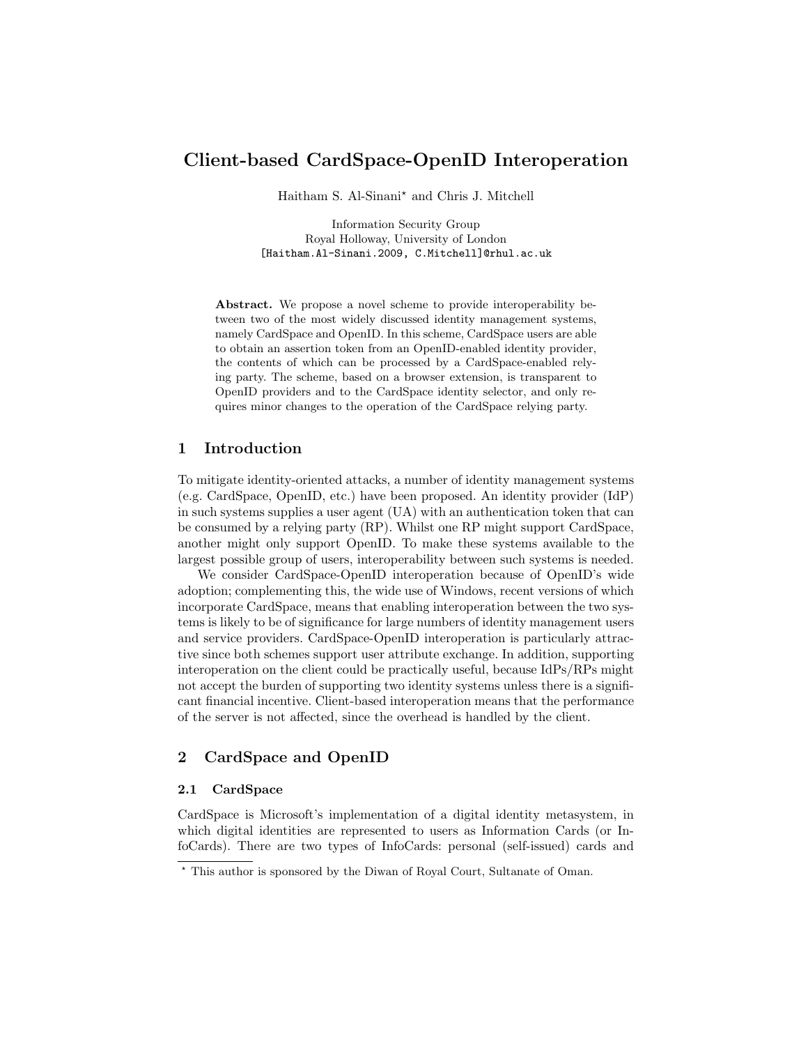# Client-based CardSpace-OpenID Interoperation

Haitham S. Al-Sinani* and Chris J. Mitchell

Information Security Group
Royal Holloway, University of London
[Haitham.Al-Sinani.2009, C.Mitchell]@rhul.ac.uk

**Abstract.** We propose a novel scheme to provide interoperability between two of the most widely discussed identity management systems, namely CardSpace and OpenID. In this scheme, CardSpace users are able to obtain an assertion token from an OpenID-enabled identity provider, the contents of which can be processed by a CardSpace-enabled relying party. The scheme, based on a browser extension, is transparent to OpenID providers and to the CardSpace identity selector, and only requires minor changes to the operation of the CardSpace relying party.

## 1 Introduction

To mitigate identity-oriented attacks, a number of identity management systems (e.g. CardSpace, OpenID, etc.) have been proposed. An identity provider (IdP) in such systems supplies a user agent (UA) with an authentication token that can be consumed by a relying party (RP). Whilst one RP might support CardSpace, another might only support OpenID. To make these systems available to the largest possible group of users, interoperability between such systems is needed.

We consider CardSpace-OpenID interoperation because of OpenID's wide adoption; complementing this, the wide use of Windows, recent versions of which incorporate CardSpace, means that enabling interoperation between the two systems is likely to be of significance for large numbers of identity management users and service providers. CardSpace-OpenID interoperation is particularly attractive since both schemes support user attribute exchange. In addition, supporting interoperation on the client could be practically useful, because IdPs/RPs might not accept the burden of supporting two identity systems unless there is a significant financial incentive. Client-based interoperation means that the performance of the server is not affected, since the overhead is handled by the client.

## 2 CardSpace and OpenID

### 2.1 CardSpace

CardSpace is Microsoft's implementation of a digital identity metasystem, in which digital identities are represented to users as Information Cards (or InfoCards). There are two types of InfoCards: personal (self-issued) cards and

* This author is sponsored by the Diwan of Royal Court, Sultanate of Oman.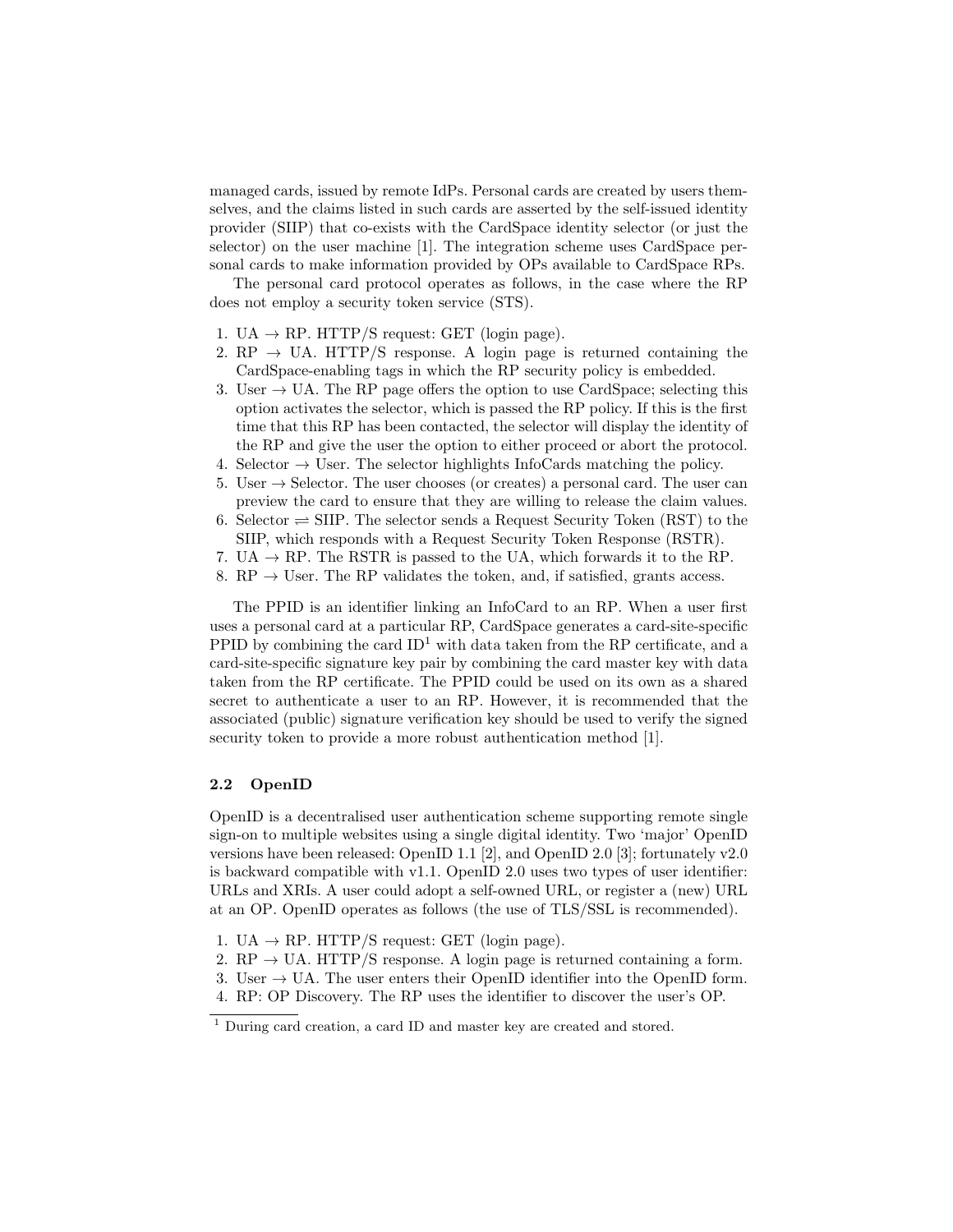managed cards, issued by remote IdPs. Personal cards are created by users themselves, and the claims listed in such cards are asserted by the self-issued identity provider (SIIP) that co-exists with the CardSpace identity selector (or just the selector) on the user machine [1]. The integration scheme uses CardSpace personal cards to make information provided by OPs available to CardSpace RPs.

The personal card protocol operates as follows, in the case where the RP does not employ a security token service (STS).

1. UA → RP. HTTP/S request: GET (login page).
2. RP → UA. HTTP/S response. A login page is returned containing the CardSpace-enabling tags in which the RP security policy is embedded.
3. User → UA. The RP page offers the option to use CardSpace; selecting this option activates the selector, which is passed the RP policy. If this is the first time that this RP has been contacted, the selector will display the identity of the RP and give the user the option to either proceed or abort the protocol.
4. Selector → User. The selector highlights InfoCards matching the policy.
5. User → Selector. The user chooses (or creates) a personal card. The user can preview the card to ensure that they are willing to release the claim values.
6. Selector ⇌ SIIP. The selector sends a Request Security Token (RST) to the SIIP, which responds with a Request Security Token Response (RSTR).
7. UA → RP. The RSTR is passed to the UA, which forwards it to the RP.
8. RP → User. The RP validates the token, and, if satisfied, grants access.

The PPID is an identifier linking an InfoCard to an RP. When a user first uses a personal card at a particular RP, CardSpace generates a card-site-specific PPID by combining the card ID[1] with data taken from the RP certificate, and a card-site-specific signature key pair by combining the card master key with data taken from the RP certificate. The PPID could be used on its own as a shared secret to authenticate a user to an RP. However, it is recommended that the associated (public) signature verification key should be used to verify the signed security token to provide a more robust authentication method [1].

### 2.2 OpenID

OpenID is a decentralised user authentication scheme supporting remote single sign-on to multiple websites using a single digital identity. Two 'major' OpenID versions have been released: OpenID 1.1 [2], and OpenID 2.0 [3]; fortunately v2.0 is backward compatible with v1.1. OpenID 2.0 uses two types of user identifier: URLs and XRIs. A user could adopt a self-owned URL, or register a (new) URL at an OP. OpenID operates as follows (the use of TLS/SSL is recommended).

1. UA → RP. HTTP/S request: GET (login page).
2. RP → UA. HTTP/S response. A login page is returned containing a form.
3. User → UA. The user enters their OpenID identifier into the OpenID form.
4. RP: OP Discovery. The RP uses the identifier to discover the user's OP.

[1] During card creation, a card ID and master key are created and stored.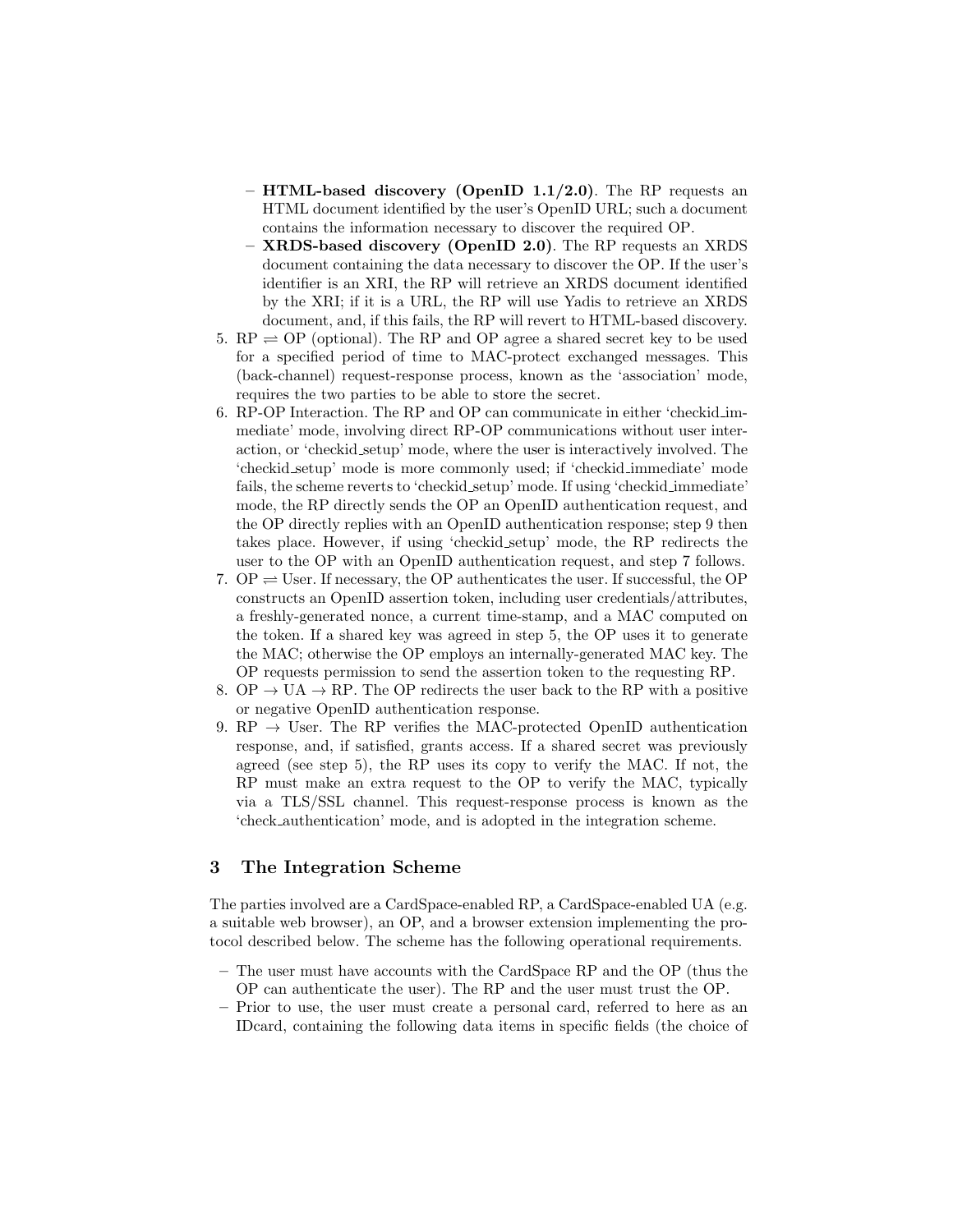- **HTML-based discovery (OpenID 1.1/2.0)**. The RP requests an HTML document identified by the user's OpenID URL; such a document contains the information necessary to discover the required OP.
   - **XRDS-based discovery (OpenID 2.0)**. The RP requests an XRDS document containing the data necessary to discover the OP. If the user's identifier is an XRI, the RP will retrieve an XRDS document identified by the XRI; if it is a URL, the RP will use Yadis to retrieve an XRDS document, and, if this fails, the RP will revert to HTML-based discovery.
5. RP $\rightleftharpoons$ OP (optional). The RP and OP agree a shared secret key to be used for a specified period of time to MAC-protect exchanged messages. This (back-channel) request-response process, known as the 'association' mode, requires the two parties to be able to store the secret.
6. RP-OP Interaction. The RP and OP can communicate in either 'checkid_immediate' mode, involving direct RP-OP communications without user interaction, or 'checkid_setup' mode, where the user is interactively involved. The 'checkid_setup' mode is more commonly used; if 'checkid_immediate' mode fails, the scheme reverts to 'checkid_setup' mode. If using 'checkid_immediate' mode, the RP directly sends the OP an OpenID authentication request, and the OP directly replies with an OpenID authentication response; step 9 then takes place. However, if using 'checkid_setup' mode, the RP redirects the user to the OP with an OpenID authentication request, and step 7 follows.
7. OP $\rightleftharpoons$ User. If necessary, the OP authenticates the user. If successful, the OP constructs an OpenID assertion token, including user credentials/attributes, a freshly-generated nonce, a current time-stamp, and a MAC computed on the token. If a shared key was agreed in step 5, the OP uses it to generate the MAC; otherwise the OP employs an internally-generated MAC key. The OP requests permission to send the assertion token to the requesting RP.
8. OP $\rightarrow$ UA $\rightarrow$ RP. The OP redirects the user back to the RP with a positive or negative OpenID authentication response.
9. RP $\rightarrow$ User. The RP verifies the MAC-protected OpenID authentication response, and, if satisfied, grants access. If a shared secret was previously agreed (see step 5), the RP uses its copy to verify the MAC. If not, the RP must make an extra request to the OP to verify the MAC, typically via a TLS/SSL channel. This request-response process is known as the 'check_authentication' mode, and is adopted in the integration scheme.

## 3 The Integration Scheme

The parties involved are a CardSpace-enabled RP, a CardSpace-enabled UA (e.g. a suitable web browser), an OP, and a browser extension implementing the protocol described below. The scheme has the following operational requirements.

- The user must have accounts with the CardSpace RP and the OP (thus the OP can authenticate the user). The RP and the user must trust the OP.
- Prior to use, the user must create a personal card, referred to here as an IDcard, containing the following data items in specific fields (the choice of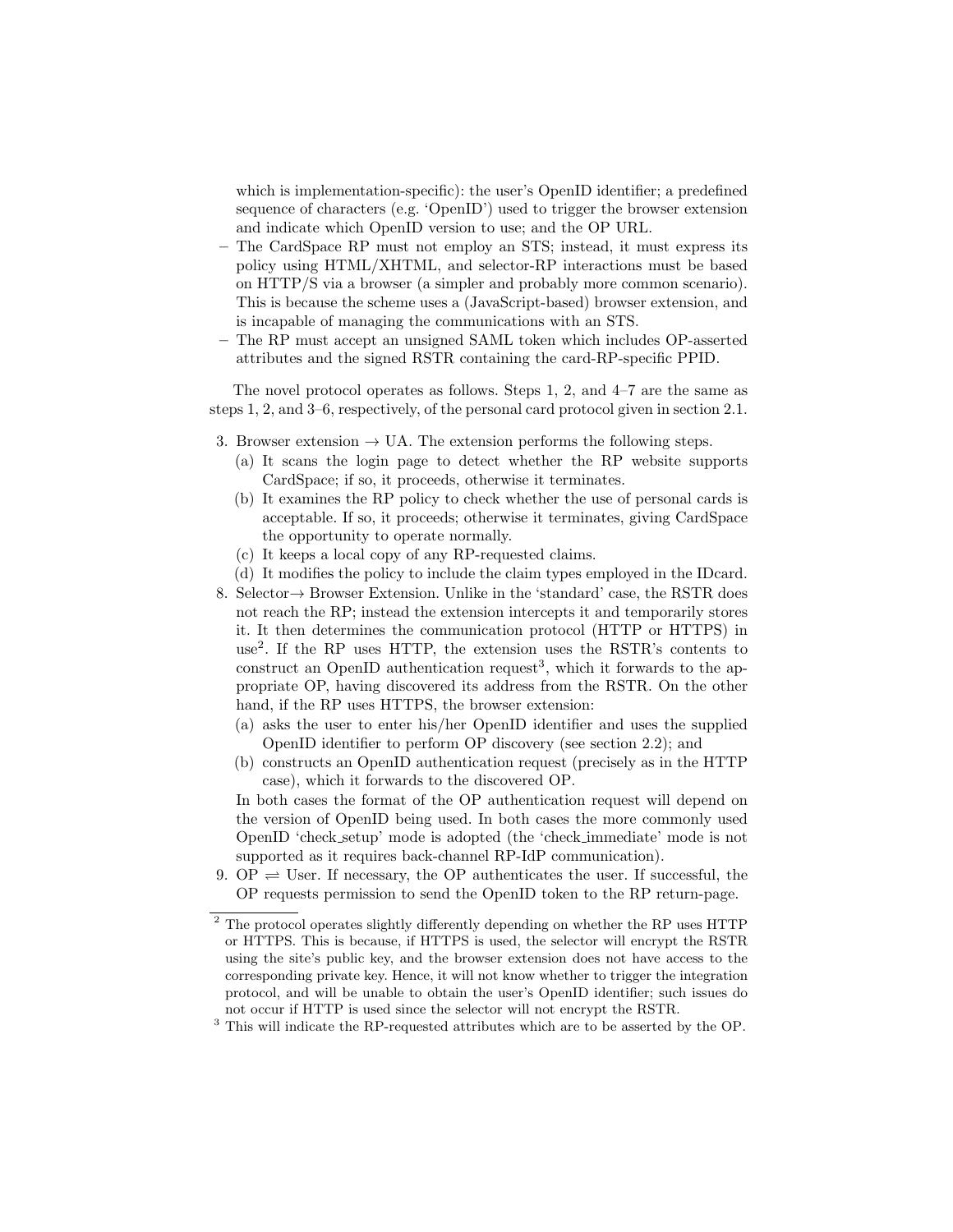which is implementation-specific): the user's OpenID identifier; a predefined sequence of characters (e.g. 'OpenID') used to trigger the browser extension and indicate which OpenID version to use; and the OP URL.

- The CardSpace RP must not employ an STS; instead, it must express its policy using HTML/XHTML, and selector-RP interactions must be based on HTTP/S via a browser (a simpler and probably more common scenario). This is because the scheme uses a (JavaScript-based) browser extension, and is incapable of managing the communications with an STS.
- The RP must accept an unsigned SAML token which includes OP-asserted attributes and the signed RSTR containing the card-RP-specific PPID.

The novel protocol operates as follows. Steps 1, 2, and 4–7 are the same as steps 1, 2, and 3–6, respectively, of the personal card protocol given in section 2.1.

3. Browser extension → UA. The extension performs the following steps.
   (a) It scans the login page to detect whether the RP website supports CardSpace; if so, it proceeds, otherwise it terminates.
   (b) It examines the RP policy to check whether the use of personal cards is acceptable. If so, it proceeds; otherwise it terminates, giving CardSpace the opportunity to operate normally.
   (c) It keeps a local copy of any RP-requested claims.
   (d) It modifies the policy to include the claim types employed in the IDcard.
8. Selector→ Browser Extension. Unlike in the 'standard' case, the RSTR does not reach the RP; instead the extension intercepts it and temporarily stores it. It then determines the communication protocol (HTTP or HTTPS) in use[2]. If the RP uses HTTP, the extension uses the RSTR's contents to construct an OpenID authentication request[3], which it forwards to the appropriate OP, having discovered its address from the RSTR. On the other hand, if the RP uses HTTPS, the browser extension:
   (a) asks the user to enter his/her OpenID identifier and uses the supplied OpenID identifier to perform OP discovery (see section 2.2); and
   (b) constructs an OpenID authentication request (precisely as in the HTTP case), which it forwards to the discovered OP.

   In both cases the format of the OP authentication request will depend on the version of OpenID being used. In both cases the more commonly used OpenID 'check_setup' mode is adopted (the 'check_immediate' mode is not supported as it requires back-channel RP-IdP communication).
9. OP ⇌ User. If necessary, the OP authenticates the user. If successful, the OP requests permission to send the OpenID token to the RP return-page.

[2] The protocol operates slightly differently depending on whether the RP uses HTTP or HTTPS. This is because, if HTTPS is used, the selector will encrypt the RSTR using the site's public key, and the browser extension does not have access to the corresponding private key. Hence, it will not know whether to trigger the integration protocol, and will be unable to obtain the user's OpenID identifier; such issues do not occur if HTTP is used since the selector will not encrypt the RSTR.

[3] This will indicate the RP-requested attributes which are to be asserted by the OP.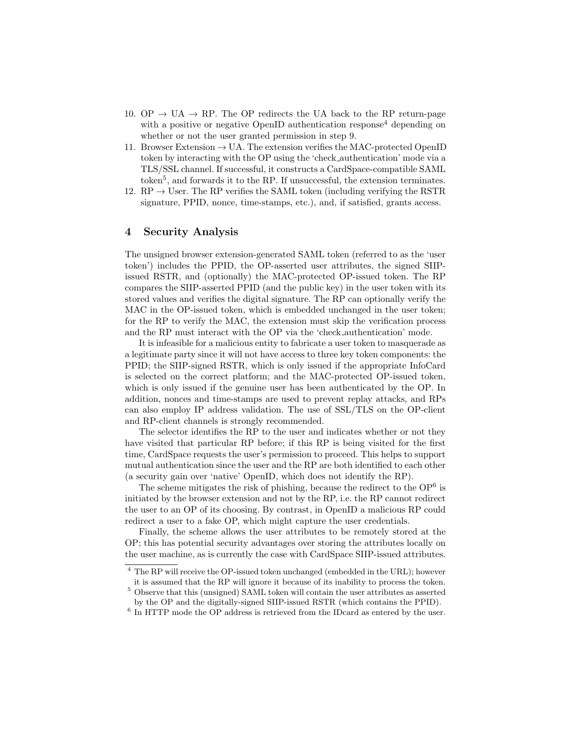10. OP → UA → RP. The OP redirects the UA back to the RP return-page with a positive or negative OpenID authentication response[4] depending on whether or not the user granted permission in step 9.
11. Browser Extension → UA. The extension verifies the MAC-protected OpenID token by interacting with the OP using the 'check_authentication' mode via a TLS/SSL channel. If successful, it constructs a CardSpace-compatible SAML token[5], and forwards it to the RP. If unsuccessful, the extension terminates.
12. RP → User. The RP verifies the SAML token (including verifying the RSTR signature, PPID, nonce, time-stamps, etc.), and, if satisfied, grants access.

## 4 Security Analysis

The unsigned browser extension-generated SAML token (referred to as the 'user token') includes the PPID, the OP-asserted user attributes, the signed SIIP-issued RSTR, and (optionally) the MAC-protected OP-issued token. The RP compares the SIIP-asserted PPID (and the public key) in the user token with its stored values and verifies the digital signature. The RP can optionally verify the MAC in the OP-issued token, which is embedded unchanged in the user token; for the RP to verify the MAC, the extension must skip the verification process and the RP must interact with the OP via the 'check_authentication' mode.

It is infeasible for a malicious entity to fabricate a user token to masquerade as a legitimate party since it will not have access to three key token components: the PPID; the SIIP-signed RSTR, which is only issued if the appropriate InfoCard is selected on the correct platform; and the MAC-protected OP-issued token, which is only issued if the genuine user has been authenticated by the OP. In addition, nonces and time-stamps are used to prevent replay attacks, and RPs can also employ IP address validation. The use of SSL/TLS on the OP-client and RP-client channels is strongly recommended.

The selector identifies the RP to the user and indicates whether or not they have visited that particular RP before; if this RP is being visited for the first time, CardSpace requests the user's permission to proceed. This helps to support mutual authentication since the user and the RP are both identified to each other (a security gain over 'native' OpenID, which does not identify the RP).

The scheme mitigates the risk of phishing, because the redirect to the OP[6] is initiated by the browser extension and not by the RP, i.e. the RP cannot redirect the user to an OP of its choosing. By contrast, in OpenID a malicious RP could redirect a user to a fake OP, which might capture the user credentials.

Finally, the scheme allows the user attributes to be remotely stored at the OP; this has potential security advantages over storing the attributes locally on the user machine, as is currently the case with CardSpace SIIP-issued attributes.

---

[4] The RP will receive the OP-issued token unchanged (embedded in the URL); however it is assumed that the RP will ignore it because of its inability to process the token.

[5] Observe that this (unsigned) SAML token will contain the user attributes as asserted by the OP and the digitally-signed SIIP-issued RSTR (which contains the PPID).

[6] In HTTP mode the OP address is retrieved from the IDcard as entered by the user.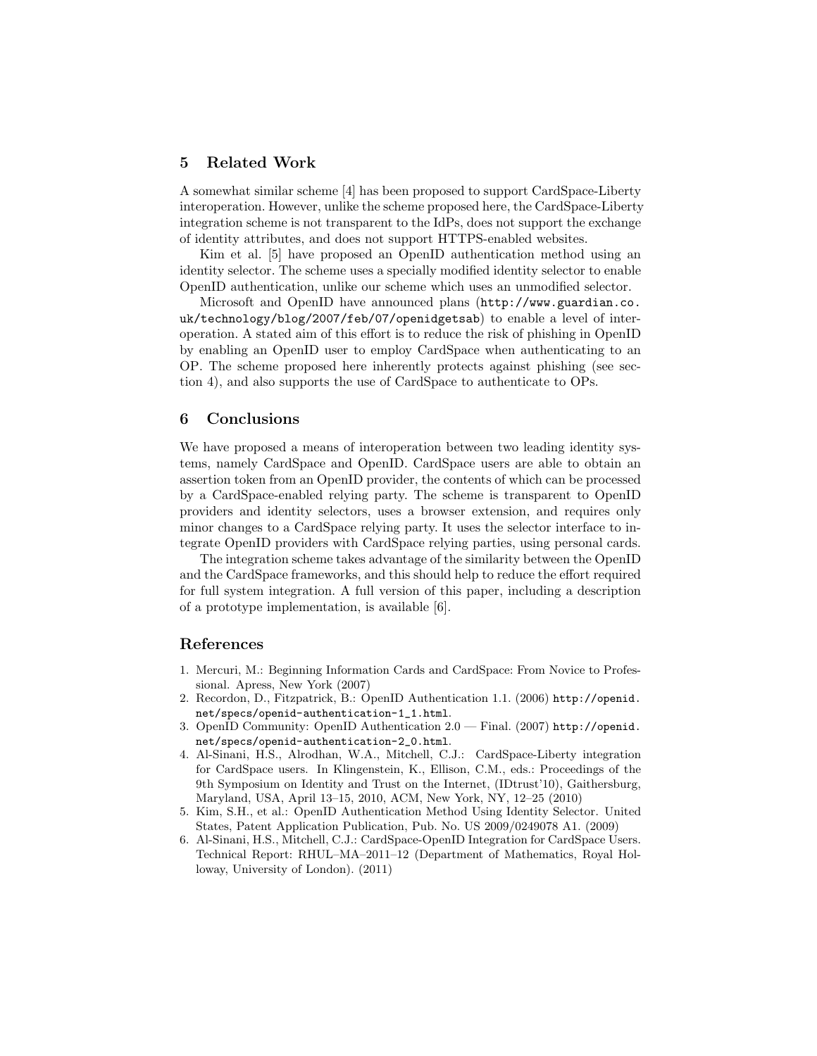## 5 Related Work

A somewhat similar scheme [4] has been proposed to support CardSpace-Liberty interoperation. However, unlike the scheme proposed here, the CardSpace-Liberty integration scheme is not transparent to the IdPs, does not support the exchange of identity attributes, and does not support HTTPS-enabled websites.

Kim et al. [5] have proposed an OpenID authentication method using an identity selector. The scheme uses a specially modified identity selector to enable OpenID authentication, unlike our scheme which uses an unmodified selector.

Microsoft and OpenID have announced plans (http://www.guardian.co.uk/technology/blog/2007/feb/07/openidgetsab) to enable a level of interoperation. A stated aim of this effort is to reduce the risk of phishing in OpenID by enabling an OpenID user to employ CardSpace when authenticating to an OP. The scheme proposed here inherently protects against phishing (see section 4), and also supports the use of CardSpace to authenticate to OPs.

## 6 Conclusions

We have proposed a means of interoperation between two leading identity systems, namely CardSpace and OpenID. CardSpace users are able to obtain an assertion token from an OpenID provider, the contents of which can be processed by a CardSpace-enabled relying party. The scheme is transparent to OpenID providers and identity selectors, uses a browser extension, and requires only minor changes to a CardSpace relying party. It uses the selector interface to integrate OpenID providers with CardSpace relying parties, using personal cards.

The integration scheme takes advantage of the similarity between the OpenID and the CardSpace frameworks, and this should help to reduce the effort required for full system integration. A full version of this paper, including a description of a prototype implementation, is available [6].

## References

1. Mercuri, M.: Beginning Information Cards and CardSpace: From Novice to Professional. Apress, New York (2007)
2. Recordon, D., Fitzpatrick, B.: OpenID Authentication 1.1. (2006) http://openid.net/specs/openid-authentication-1_1.html.
3. OpenID Community: OpenID Authentication 2.0 — Final. (2007) http://openid.net/specs/openid-authentication-2_0.html.
4. Al-Sinani, H.S., Alrodhan, W.A., Mitchell, C.J.: CardSpace-Liberty integration for CardSpace users. In Klingenstein, K., Ellison, C.M., eds.: Proceedings of the 9th Symposium on Identity and Trust on the Internet, (IDtrust'10), Gaithersburg, Maryland, USA, April 13–15, 2010, ACM, New York, NY, 12–25 (2010)
5. Kim, S.H., et al.: OpenID Authentication Method Using Identity Selector. United States, Patent Application Publication, Pub. No. US 2009/0249078 A1. (2009)
6. Al-Sinani, H.S., Mitchell, C.J.: CardSpace-OpenID Integration for CardSpace Users. Technical Report: RHUL–MA–2011–12 (Department of Mathematics, Royal Holloway, University of London). (2011)